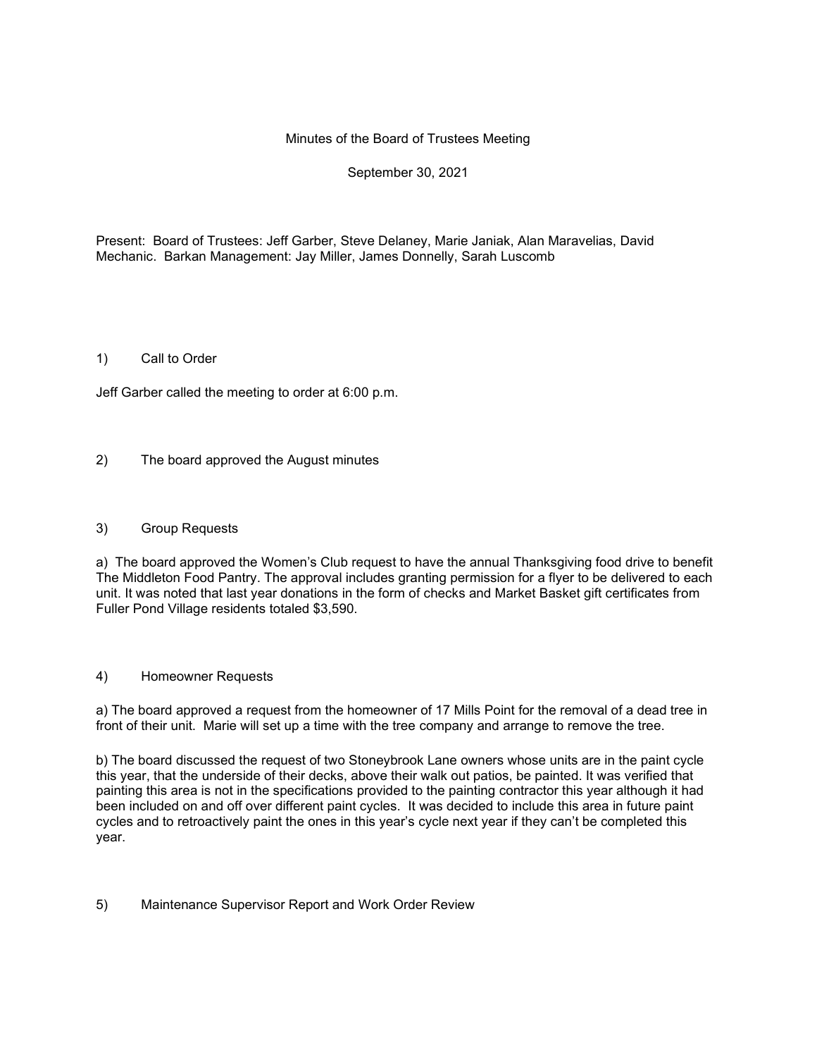Minutes of the Board of Trustees Meeting

September 30, 2021

Present: Board of Trustees: Jeff Garber, Steve Delaney, Marie Janiak, Alan Maravelias, David Mechanic. Barkan Management: Jay Miller, James Donnelly, Sarah Luscomb

1) Call to Order

Jeff Garber called the meeting to order at 6:00 p.m.

2) The board approved the August minutes

3) Group Requests

a) The board approved the Women's Club request to have the annual Thanksgiving food drive to benefit The Middleton Food Pantry. The approval includes granting permission for a flyer to be delivered to each unit. It was noted that last year donations in the form of checks and Market Basket gift certificates from Fuller Pond Village residents totaled $3,590.

4) Homeowner Requests

a) The board approved a request from the homeowner of 17 Mills Point for the removal of a dead tree in front of their unit. Marie will set up a time with the tree company and arrange to remove the tree.

b) The board discussed the request of two Stoneybrook Lane owners whose units are in the paint cycle this year, that the underside of their decks, above their walk out patios, be painted. It was verified that painting this area is not in the specifications provided to the painting contractor this year although it had been included on and off over different paint cycles. It was decided to include this area in future paint cycles and to retroactively paint the ones in this year's cycle next year if they can't be completed this year.

5) Maintenance Supervisor Report and Work Order Review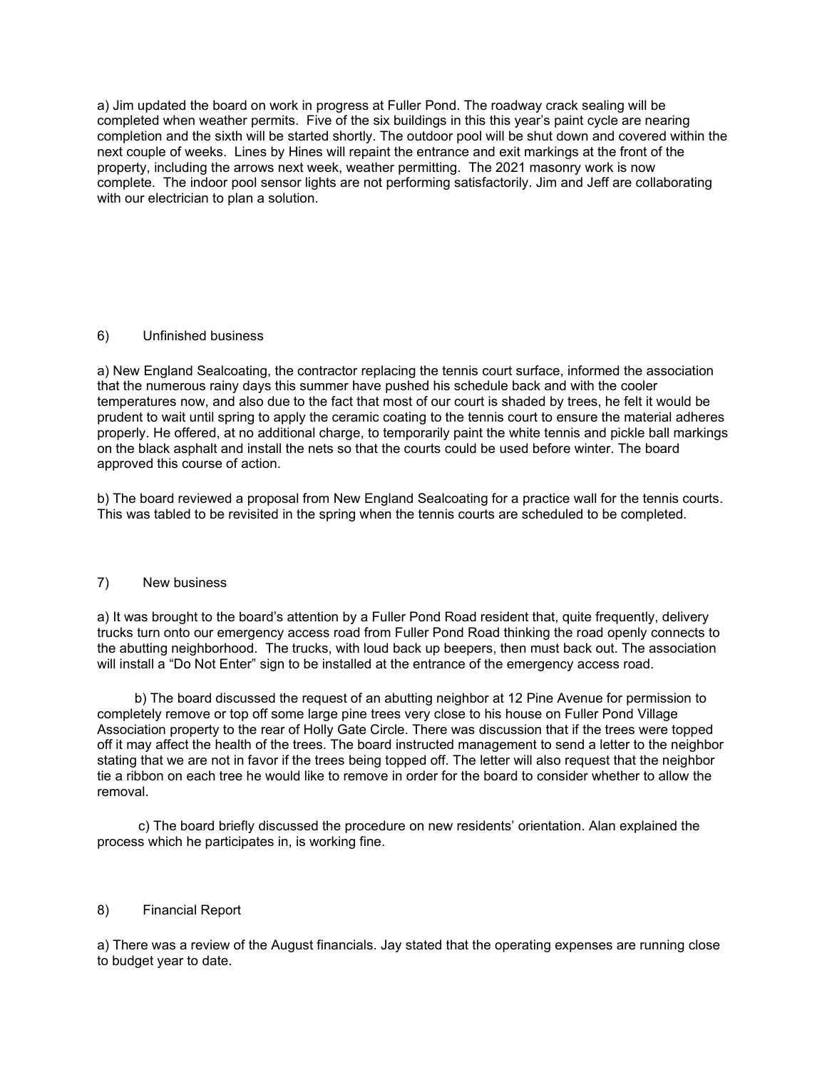a) Jim updated the board on work in progress at Fuller Pond. The roadway crack sealing will be completed when weather permits. Five of the six buildings in this this year's paint cycle are nearing completion and the sixth will be started shortly. The outdoor pool will be shut down and covered within the next couple of weeks. Lines by Hines will repaint the entrance and exit markings at the front of the property, including the arrows next week, weather permitting. The 2021 masonry work is now complete. The indoor pool sensor lights are not performing satisfactorily. Jim and Jeff are collaborating with our electrician to plan a solution.

## 6) Unfinished business

a) New England Sealcoating, the contractor replacing the tennis court surface, informed the association that the numerous rainy days this summer have pushed his schedule back and with the cooler temperatures now, and also due to the fact that most of our court is shaded by trees, he felt it would be prudent to wait until spring to apply the ceramic coating to the tennis court to ensure the material adheres properly. He offered, at no additional charge, to temporarily paint the white tennis and pickle ball markings on the black asphalt and install the nets so that the courts could be used before winter. The board approved this course of action.

b) The board reviewed a proposal from New England Sealcoating for a practice wall for the tennis courts. This was tabled to be revisited in the spring when the tennis courts are scheduled to be completed.

## 7) New business

a) It was brought to the board's attention by a Fuller Pond Road resident that, quite frequently, delivery trucks turn onto our emergency access road from Fuller Pond Road thinking the road openly connects to the abutting neighborhood. The trucks, with loud back up beepers, then must back out. The association will install a "Do Not Enter" sign to be installed at the entrance of the emergency access road.

b) The board discussed the request of an abutting neighbor at 12 Pine Avenue for permission to completely remove or top off some large pine trees very close to his house on Fuller Pond Village Association property to the rear of Holly Gate Circle. There was discussion that if the trees were topped off it may affect the health of the trees. The board instructed management to send a letter to the neighbor stating that we are not in favor if the trees being topped off. The letter will also request that the neighbor tie a ribbon on each tree he would like to remove in order for the board to consider whether to allow the removal.

c) The board briefly discussed the procedure on new residents' orientation. Alan explained the process which he participates in, is working fine.

## 8) Financial Report

a) There was a review of the August financials. Jay stated that the operating expenses are running close to budget year to date.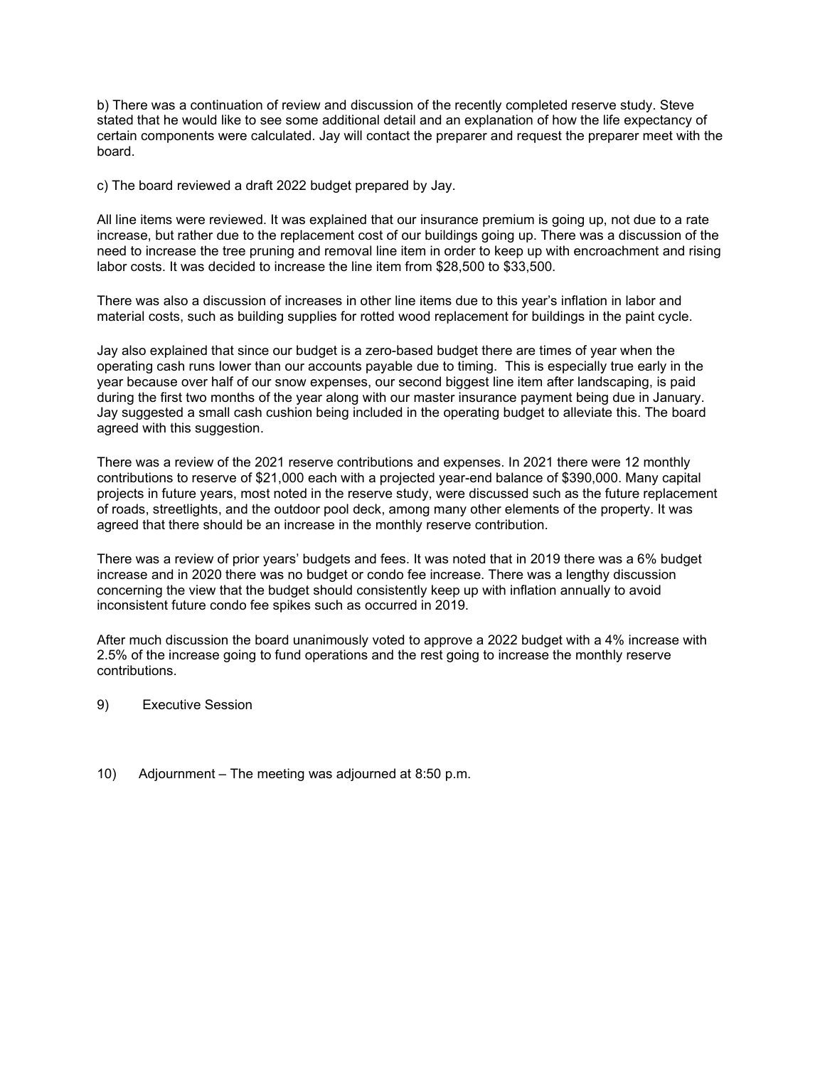b) There was a continuation of review and discussion of the recently completed reserve study. Steve stated that he would like to see some additional detail and an explanation of how the life expectancy of certain components were calculated. Jay will contact the preparer and request the preparer meet with the board.

c) The board reviewed a draft 2022 budget prepared by Jay.

All line items were reviewed. It was explained that our insurance premium is going up, not due to a rate increase, but rather due to the replacement cost of our buildings going up. There was a discussion of the need to increase the tree pruning and removal line item in order to keep up with encroachment and rising labor costs. It was decided to increase the line item from $28,500 to $33,500.

There was also a discussion of increases in other line items due to this year's inflation in labor and material costs, such as building supplies for rotted wood replacement for buildings in the paint cycle.

Jay also explained that since our budget is a zero-based budget there are times of year when the operating cash runs lower than our accounts payable due to timing. This is especially true early in the year because over half of our snow expenses, our second biggest line item after landscaping, is paid during the first two months of the year along with our master insurance payment being due in January. Jay suggested a small cash cushion being included in the operating budget to alleviate this. The board agreed with this suggestion.

There was a review of the 2021 reserve contributions and expenses. In 2021 there were 12 monthly contributions to reserve of $21,000 each with a projected year-end balance of $390,000. Many capital projects in future years, most noted in the reserve study, were discussed such as the future replacement of roads, streetlights, and the outdoor pool deck, among many other elements of the property. It was agreed that there should be an increase in the monthly reserve contribution.

There was a review of prior years' budgets and fees. It was noted that in 2019 there was a 6% budget increase and in 2020 there was no budget or condo fee increase. There was a lengthy discussion concerning the view that the budget should consistently keep up with inflation annually to avoid inconsistent future condo fee spikes such as occurred in 2019.

After much discussion the board unanimously voted to approve a 2022 budget with a 4% increase with 2.5% of the increase going to fund operations and the rest going to increase the monthly reserve contributions.

9) Executive Session

10) Adjournment – The meeting was adjourned at 8:50 p.m.